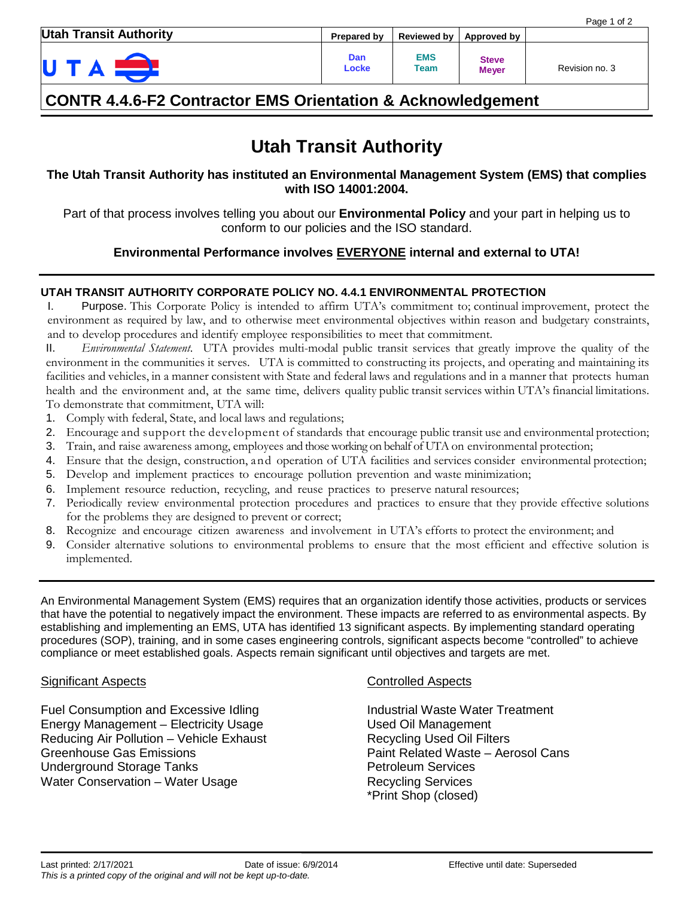| Utah Transit Authority | Prepared by | Reviewed by | Approved by | |
|---|---|---|---|---|
| UTA | Dan Locke | EMS Team | Steve Meyer | Revision no. 3 |

## CONTR 4.4.6-F2 Contractor EMS Orientation & Acknowledgement

# Utah Transit Authority

**The Utah Transit Authority has instituted an Environmental Management System (EMS) that complies with ISO 14001:2004.**

Part of that process involves telling you about our **Environmental Policy** and your part in helping us to conform to our policies and the ISO standard.

**Environmental Performance involves <u>EVERYONE</u> internal and external to UTA!**

---

### UTAH TRANSIT AUTHORITY CORPORATE POLICY NO. 4.4.1 ENVIRONMENTAL PROTECTION

I. Purpose. This Corporate Policy is intended to affirm UTA's commitment to; continual improvement, protect the environment as required by law, and to otherwise meet environmental objectives within reason and budgetary constraints, and to develop procedures and identify employee responsibilities to meet that commitment.

II. *Environmental Statement*. UTA provides multi-modal public transit services that greatly improve the quality of the environment in the communities it serves. UTA is committed to constructing its projects, and operating and maintaining its facilities and vehicles, in a manner consistent with State and federal laws and regulations and in a manner that protects human health and the environment and, at the same time, delivers quality public transit services within UTA's financial limitations. To demonstrate that commitment, UTA will:

1. Comply with federal, State, and local laws and regulations;
2. Encourage and support the development of standards that encourage public transit use and environmental protection;
3. Train, and raise awareness among, employees and those working on behalf of UTA on environmental protection;
4. Ensure that the design, construction, and operation of UTA facilities and services consider environmental protection;
5. Develop and implement practices to encourage pollution prevention and waste minimization;
6. Implement resource reduction, recycling, and reuse practices to preserve natural resources;
7. Periodically review environmental protection procedures and practices to ensure that they provide effective solutions for the problems they are designed to prevent or correct;
8. Recognize and encourage citizen awareness and involvement in UTA's efforts to protect the environment; and
9. Consider alternative solutions to environmental problems to ensure that the most efficient and effective solution is implemented.

---

An Environmental Management System (EMS) requires that an organization identify those activities, products or services that have the potential to negatively impact the environment. These impacts are referred to as environmental aspects. By establishing and implementing an EMS, UTA has identified 13 significant aspects. By implementing standard operating procedures (SOP), training, and in some cases engineering controls, significant aspects become "controlled" to achieve compliance or meet established goals. Aspects remain significant until objectives and targets are met.

<u>Significant Aspects</u>

Fuel Consumption and Excessive Idling
Energy Management – Electricity Usage
Reducing Air Pollution – Vehicle Exhaust
Greenhouse Gas Emissions
Underground Storage Tanks
Water Conservation – Water Usage

<u>Controlled Aspects</u>

Industrial Waste Water Treatment
Used Oil Management
Recycling Used Oil Filters
Paint Related Waste – Aerosol Cans
Petroleum Services
Recycling Services
*Print Shop (closed)

Last printed: 2/17/2021 Date of issue: 6/9/2014 Effective until date: Superseded

*This is a printed copy of the original and will not be kept up-to-date.*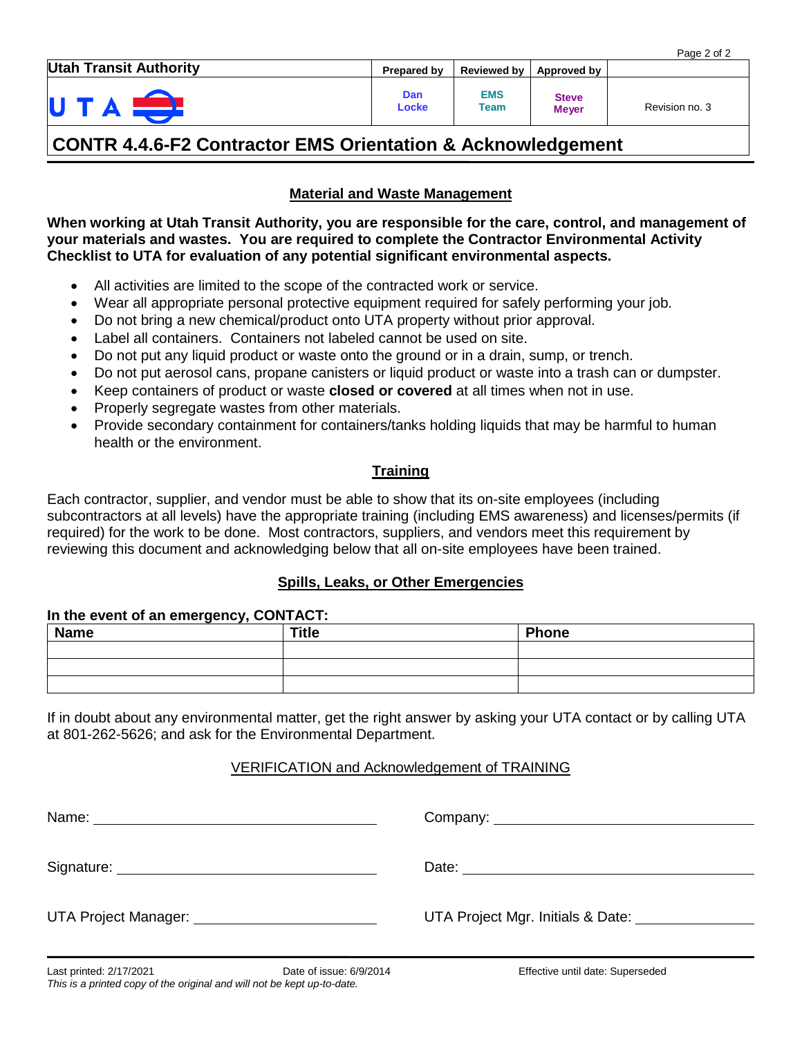## Material and Waste Management

**When working at Utah Transit Authority, you are responsible for the care, control, and management of your materials and wastes. You are required to complete the Contractor Environmental Activity Checklist to UTA for evaluation of any potential significant environmental aspects.**

- All activities are limited to the scope of the contracted work or service.
- Wear all appropriate personal protective equipment required for safely performing your job.
- Do not bring a new chemical/product onto UTA property without prior approval.
- Label all containers. Containers not labeled cannot be used on site.
- Do not put any liquid product or waste onto the ground or in a drain, sump, or trench.
- Do not put aerosol cans, propane canisters or liquid product or waste into a trash can or dumpster.
- Keep containers of product or waste **closed or covered** at all times when not in use.
- Properly segregate wastes from other materials.
- Provide secondary containment for containers/tanks holding liquids that may be harmful to human health or the environment.

## Training

Each contractor, supplier, and vendor must be able to show that its on-site employees (including subcontractors at all levels) have the appropriate training (including EMS awareness) and licenses/permits (if required) for the work to be done. Most contractors, suppliers, and vendors meet this requirement by reviewing this document and acknowledging below that all on-site employees have been trained.

## Spills, Leaks, or Other Emergencies

**In the event of an emergency, CONTACT:**

| Name | Title | Phone |
|---|---|---|
| | | |
| | | |
| | | |

If in doubt about any environmental matter, get the right answer by asking your UTA contact or by calling UTA at 801-262-5626; and ask for the Environmental Department.

VERIFICATION and Acknowledgement of TRAINING

Name: ______________________ Company: ______________________

Signature: ______________________ Date: ______________________

UTA Project Manager: ______________________ UTA Project Mgr. Initials & Date: ______________________

Last printed: 2/17/2021 Date of issue: 6/9/2014 Effective until date: Superseded

*This is a printed copy of the original and will not be kept up-to-date.*